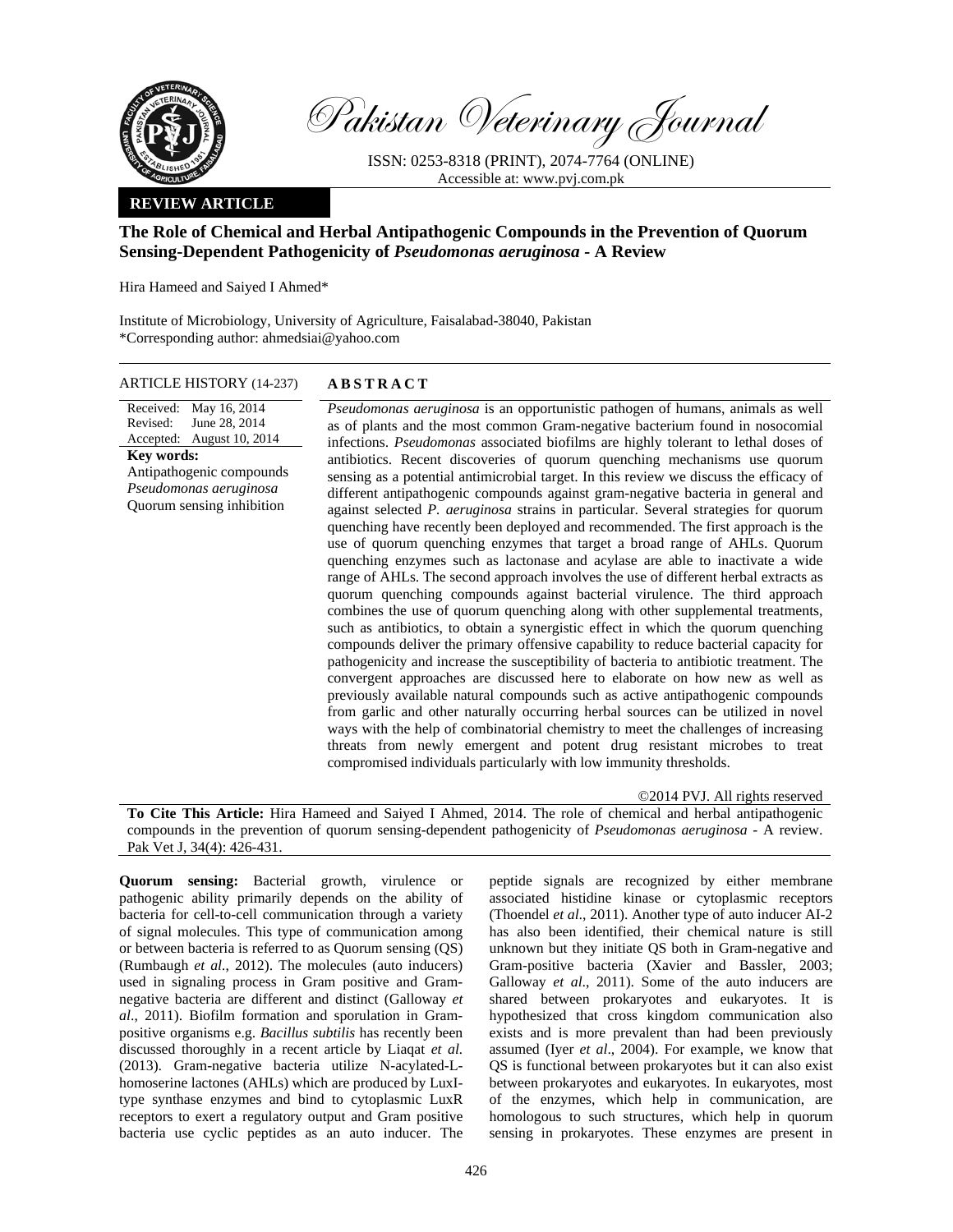Pakistan Veterinary Journal

ISSN: 0253-8318 (PRINT), 2074-7764 (ONLINE)
Accessible at: www.pvj.com.pk

**REVIEW ARTICLE**

# The Role of Chemical and Herbal Antipathogenic Compounds in the Prevention of Quorum Sensing-Dependent Pathogenicity of *Pseudomonas aeruginosa* - A Review

Hira Hameed and Saiyed I Ahmed*

Institute of Microbiology, University of Agriculture, Faisalabad-38040, Pakistan
*Corresponding author: ahmedsiai@yahoo.com

**ARTICLE HISTORY** (14-237)

Received: May 16, 2014
Revised: June 28, 2014
Accepted: August 10, 2014

**Key words:**
Antipathogenic compounds
*Pseudomonas aeruginosa*
Quorum sensing inhibition

## ABSTRACT

*Pseudomonas aeruginosa* is an opportunistic pathogen of humans, animals as well as of plants and the most common Gram-negative bacterium found in nosocomial infections. *Pseudomonas* associated biofilms are highly tolerant to lethal doses of antibiotics. Recent discoveries of quorum quenching mechanisms use quorum sensing as a potential antimicrobial target. In this review we discuss the efficacy of different antipathogenic compounds against gram-negative bacteria in general and against selected *P. aeruginosa* strains in particular. Several strategies for quorum quenching have recently been deployed and recommended. The first approach is the use of quorum quenching enzymes that target a broad range of AHLs. Quorum quenching enzymes such as lactonase and acylase are able to inactivate a wide range of AHLs. The second approach involves the use of different herbal extracts as quorum quenching compounds against bacterial virulence. The third approach combines the use of quorum quenching along with other supplemental treatments, such as antibiotics, to obtain a synergistic effect in which the quorum quenching compounds deliver the primary offensive capability to reduce bacterial capacity for pathogenicity and increase the susceptibility of bacteria to antibiotic treatment. The convergent approaches are discussed here to elaborate on how new as well as previously available natural compounds such as active antipathogenic compounds from garlic and other naturally occurring herbal sources can be utilized in novel ways with the help of combinatorial chemistry to meet the challenges of increasing threats from newly emergent and potent drug resistant microbes to treat compromised individuals particularly with low immunity thresholds.

©2014 PVJ. All rights reserved

**To Cite This Article:** Hira Hameed and Saiyed I Ahmed, 2014. The role of chemical and herbal antipathogenic compounds in the prevention of quorum sensing-dependent pathogenicity of *Pseudomonas aeruginosa* - A review. Pak Vet J, 34(4): 426-431.

**Quorum sensing:** Bacterial growth, virulence or pathogenic ability primarily depends on the ability of bacteria for cell-to-cell communication through a variety of signal molecules. This type of communication among or between bacteria is referred to as Quorum sensing (QS) (Rumbaugh *et al.*, 2012). The molecules (auto inducers) used in signaling process in Gram positive and Gram-negative bacteria are different and distinct (Galloway *et al*., 2011). Biofilm formation and sporulation in Gram-positive organisms e.g. *Bacillus subtilis* has recently been discussed thoroughly in a recent article by Liaqat *et al.* (2013). Gram-negative bacteria utilize N-acylated-L-homoserine lactones (AHLs) which are produced by LuxI-type synthase enzymes and bind to cytoplasmic LuxR receptors to exert a regulatory output and Gram positive bacteria use cyclic peptides as an auto inducer. The peptide signals are recognized by either membrane associated histidine kinase or cytoplasmic receptors (Thoendel *et al*., 2011). Another type of auto inducer AI-2 has also been identified, their chemical nature is still unknown but they initiate QS both in Gram-negative and Gram-positive bacteria (Xavier and Bassler, 2003; Galloway *et al*., 2011). Some of the auto inducers are shared between prokaryotes and eukaryotes. It is hypothesized that cross kingdom communication also exists and is more prevalent than had been previously assumed (Iyer *et al*., 2004). For example, we know that QS is functional between prokaryotes but it can also exist between prokaryotes and eukaryotes. In eukaryotes, most of the enzymes, which help in communication, are homologous to such structures, which help in quorum sensing in prokaryotes. These enzymes are present in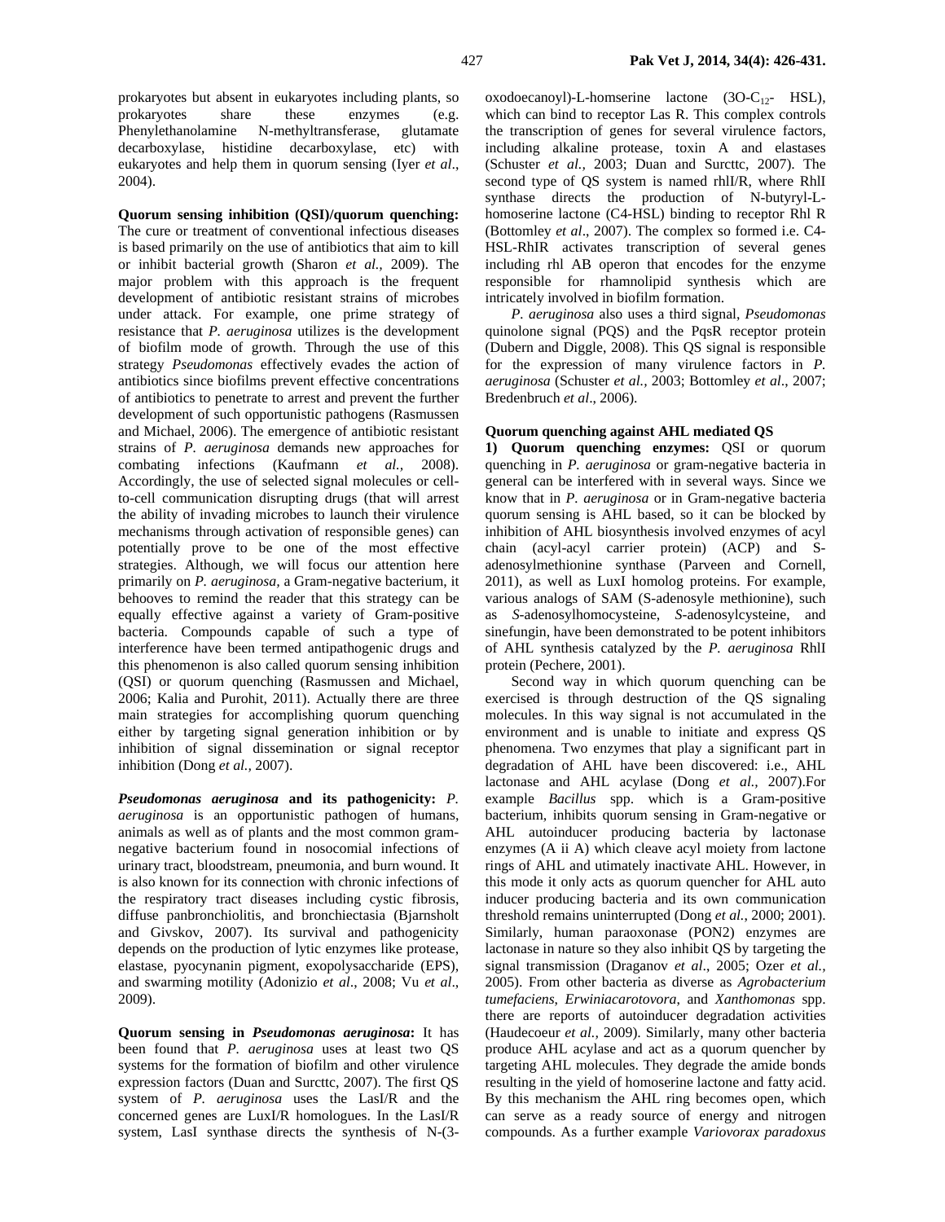prokaryotes but absent in eukaryotes including plants, so prokaryotes share these enzymes (e.g. Phenylethanolamine N-methyltransferase, glutamate decarboxylase, histidine decarboxylase, etc) with eukaryotes and help them in quorum sensing (Iyer *et al*., 2004).

**Quorum sensing inhibition (QSI)/quorum quenching:** The cure or treatment of conventional infectious diseases is based primarily on the use of antibiotics that aim to kill or inhibit bacterial growth (Sharon *et al*., 2009). The major problem with this approach is the frequent development of antibiotic resistant strains of microbes under attack. For example, one prime strategy of resistance that *P. aeruginosa* utilizes is the development of biofilm mode of growth. Through the use of this strategy *Pseudomonas* effectively evades the action of antibiotics since biofilms prevent effective concentrations of antibiotics to penetrate to arrest and prevent the further development of such opportunistic pathogens (Rasmussen and Michael, 2006). The emergence of antibiotic resistant strains of *P. aeruginosa* demands new approaches for combating infections (Kaufmann *et al.,* 2008). Accordingly, the use of selected signal molecules or cell-to-cell communication disrupting drugs (that will arrest the ability of invading microbes to launch their virulence mechanisms through activation of responsible genes) can potentially prove to be one of the most effective strategies. Although, we will focus our attention here primarily on *P. aeruginosa*, a Gram-negative bacterium, it behooves to remind the reader that this strategy can be equally effective against a variety of Gram-positive bacteria. Compounds capable of such a type of interference have been termed antipathogenic drugs and this phenomenon is also called quorum sensing inhibition (QSI) or quorum quenching (Rasmussen and Michael, 2006; Kalia and Purohit, 2011). Actually there are three main strategies for accomplishing quorum quenching either by targeting signal generation inhibition or by inhibition of signal dissemination or signal receptor inhibition (Dong *et al.,* 2007).

***Pseudomonas aeruginosa* and its pathogenicity:** *P. aeruginosa* is an opportunistic pathogen of humans, animals as well as of plants and the most common gram-negative bacterium found in nosocomial infections of urinary tract, bloodstream, pneumonia, and burn wound. It is also known for its connection with chronic infections of the respiratory tract diseases including cystic fibrosis, diffuse panbronchiolitis, and bronchiectasia (Bjarnsholt and Givskov, 2007). Its survival and pathogenicity depends on the production of lytic enzymes like protease, elastase, pyocynanin pigment, exopolysaccharide (EPS), and swarming motility (Adonizio *et al*., 2008; Vu *et al*., 2009).

**Quorum sensing in *Pseudomonas aeruginosa*:** It has been found that *P. aeruginosa* uses at least two QS systems for the formation of biofilm and other virulence expression factors (Duan and Surcttc, 2007). The first QS system of *P. aeruginosa* uses the LasI/R and the concerned genes are LuxI/R homologues. In the LasI/R system, LasI synthase directs the synthesis of N-(3-oxodoecanoyl)-L-homserine lactone (3O-$C_{12}$- HSL), which can bind to receptor Las R. This complex controls the transcription of genes for several virulence factors, including alkaline protease, toxin A and elastases (Schuster *et al.,* 2003; Duan and Surcttc, 2007). The second type of QS system is named rhlI/R, where RhlI synthase directs the production of N-butyryl-L-homoserine lactone (C4-HSL) binding to receptor Rhl R (Bottomley *et al*., 2007). The complex so formed i.e. C4-HSL-RhlR activates transcription of several genes including rhl AB operon that encodes for the enzyme responsible for rhamnolipid synthesis which are intricately involved in biofilm formation.

*P. aeruginosa* also uses a third signal, *Pseudomonas* quinolone signal (PQS) and the PqsR receptor protein (Dubern and Diggle, 2008). This QS signal is responsible for the expression of many virulence factors in *P. aeruginosa* (Schuster *et al.*, 2003; Bottomley *et al*., 2007; Bredenbruch *et al*., 2006).

**Quorum quenching against AHL mediated QS**

**1) Quorum quenching enzymes:** QSI or quorum quenching in *P. aeruginosa* or gram-negative bacteria in general can be interfered with in several ways. Since we know that in *P. aeruginosa* or in Gram-negative bacteria quorum sensing is AHL based, so it can be blocked by inhibition of AHL biosynthesis involved enzymes of acyl chain (acyl-acyl carrier protein) (ACP) and S-adenosylmethionine synthase (Parveen and Cornell, 2011), as well as LuxI homolog proteins. For example, various analogs of SAM (S-adenosyle methionine), such as *S*-adenosylhomocysteine, *S*-adenosylcysteine, and sinefungin, have been demonstrated to be potent inhibitors of AHL synthesis catalyzed by the *P. aeruginosa* RhlI protein (Pechere, 2001).

Second way in which quorum quenching can be exercised is through destruction of the QS signaling molecules. In this way signal is not accumulated in the environment and is unable to initiate and express QS phenomena. Two enzymes that play a significant part in degradation of AHL have been discovered: i.e., AHL lactonase and AHL acylase (Dong *et al.*, 2007).For example *Bacillus* spp. which is a Gram-positive bacterium, inhibits quorum sensing in Gram-negative or AHL autoinducer producing bacteria by lactonase enzymes (A ii A) which cleave acyl moiety from lactone rings of AHL and utimately inactivate AHL. However, in this mode it only acts as quorum quencher for AHL auto inducer producing bacteria and its own communication threshold remains uninterrupted (Dong *et al.*, 2000; 2001). Similarly, human paraoxonase (PON2) enzymes are lactonase in nature so they also inhibit QS by targeting the signal transmission (Draganov *et al*., 2005; Ozer *et al.,* 2005). From other bacteria as diverse as *Agrobacterium tumefaciens*, *Erwiniacarotovora,* and *Xanthomonas* spp. there are reports of autoinducer degradation activities (Haudecoeur *et al.,* 2009). Similarly, many other bacteria produce AHL acylase and act as a quorum quencher by targeting AHL molecules. They degrade the amide bonds resulting in the yield of homoserine lactone and fatty acid. By this mechanism the AHL ring becomes open, which can serve as a ready source of energy and nitrogen compounds. As a further example *Variovorax paradoxus*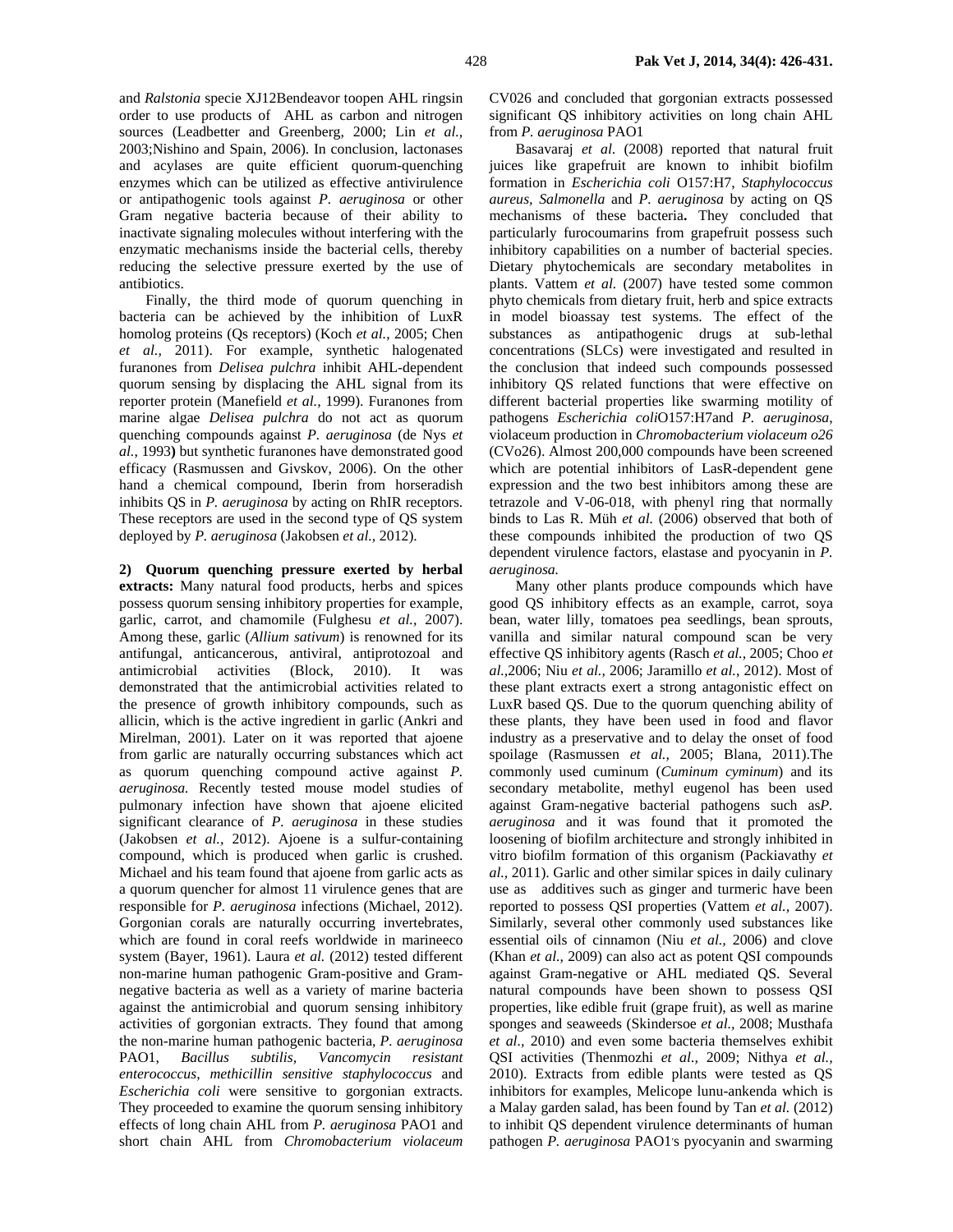and *Ralstonia* specie XJ12Bendeavor toopen AHL ringsin order to use products of AHL as carbon and nitrogen sources (Leadbetter and Greenberg, 2000; Lin *et al.*, 2003;Nishino and Spain, 2006). In conclusion, lactonases and acylases are quite efficient quorum-quenching enzymes which can be utilized as effective antivirulence or antipathogenic tools against *P. aeruginosa* or other Gram negative bacteria because of their ability to inactivate signaling molecules without interfering with the enzymatic mechanisms inside the bacterial cells, thereby reducing the selective pressure exerted by the use of antibiotics.

Finally, the third mode of quorum quenching in bacteria can be achieved by the inhibition of LuxR homolog proteins (Qs receptors) (Koch *et al.*, 2005; Chen *et al.,* 2011). For example, synthetic halogenated furanones from *Delisea pulchra* inhibit AHL-dependent quorum sensing by displacing the AHL signal from its reporter protein (Manefield *et al.,* 1999). Furanones from marine algae *Delisea pulchra* do not act as quorum quenching compounds against *P. aeruginosa* (de Nys *et al.,* 1993**)** but synthetic furanones have demonstrated good efficacy (Rasmussen and Givskov, 2006). On the other hand a chemical compound, Iberin from horseradish inhibits QS in *P. aeruginosa* by acting on RhIR receptors. These receptors are used in the second type of QS system deployed by *P. aeruginosa* (Jakobsen *et al.,* 2012).

**2) Quorum quenching pressure exerted by herbal extracts:** Many natural food products, herbs and spices possess quorum sensing inhibitory properties for example, garlic, carrot, and chamomile (Fulghesu *et al.,* 2007). Among these, garlic (*Allium sativum*) is renowned for its antifungal, anticancerous, antiviral, antiprotozoal and antimicrobial activities (Block, 2010). It was demonstrated that the antimicrobial activities related to the presence of growth inhibitory compounds, such as allicin, which is the active ingredient in garlic (Ankri and Mirelman, 2001). Later on it was reported that ajoene from garlic are naturally occurring substances which act as quorum quenching compound active against *P. aeruginosa.* Recently tested mouse model studies of pulmonary infection have shown that ajoene elicited significant clearance of *P. aeruginosa* in these studies (Jakobsen *et al.,* 2012). Ajoene is a sulfur-containing compound, which is produced when garlic is crushed. Michael and his team found that ajoene from garlic acts as a quorum quencher for almost 11 virulence genes that are responsible for *P. aeruginosa* infections (Michael, 2012). Gorgonian corals are naturally occurring invertebrates, which are found in coral reefs worldwide in marineeco system (Bayer, 1961). Laura *et al.* (2012) tested different non-marine human pathogenic Gram-positive and Gram-negative bacteria as well as a variety of marine bacteria against the antimicrobial and quorum sensing inhibitory activities of gorgonian extracts. They found that among the non-marine human pathogenic bacteria, *P. aeruginosa* PAO1, *Bacillus subtilis, Vancomycin resistant enterococcus*, *methicillin sensitive staphylococcus* and *Escherichia coli* were sensitive to gorgonian extracts. They proceeded to examine the quorum sensing inhibitory effects of long chain AHL from *P. aeruginosa* PAO1 and short chain AHL from *Chromobacterium violaceum* CV026 and concluded that gorgonian extracts possessed significant QS inhibitory activities on long chain AHL from *P. aeruginosa* PAO1

Basavaraj *et al.* (2008) reported that natural fruit juices like grapefruit are known to inhibit biofilm formation in *Escherichia coli* O157:H7, *Staphylococcus aureus*, *Salmonella* and *P. aeruginosa* by acting on QS mechanisms of these bacteria**.** They concluded that particularly furocoumarins from grapefruit possess such inhibitory capabilities on a number of bacterial species. Dietary phytochemicals are secondary metabolites in plants. Vattem *et al.* (2007) have tested some common phyto chemicals from dietary fruit, herb and spice extracts in model bioassay test systems. The effect of the substances as antipathogenic drugs at sub-lethal concentrations (SLCs) were investigated and resulted in the conclusion that indeed such compounds possessed inhibitory QS related functions that were effective on different bacterial properties like swarming motility of pathogens *Escherichia coli*O157:H7and *P. aeruginosa*, violaceum production in *Chromobacterium violaceum o26* (CVo26). Almost 200,000 compounds have been screened which are potential inhibitors of LasR-dependent gene expression and the two best inhibitors among these are tetrazole and V-06-018, with phenyl ring that normally binds to Las R. Müh *et al.* (2006) observed that both of these compounds inhibited the production of two QS dependent virulence factors, elastase and pyocyanin in *P. aeruginosa.*

Many other plants produce compounds which have good QS inhibitory effects as an example, carrot, soya bean, water lilly, tomatoes pea seedlings, bean sprouts, vanilla and similar natural compound scan be very effective QS inhibitory agents (Rasch *et al.,* 2005; Choo *et al.,*2006; Niu *et al.,* 2006; Jaramillo *et al.*, 2012). Most of these plant extracts exert a strong antagonistic effect on LuxR based QS. Due to the quorum quenching ability of these plants, they have been used in food and flavor industry as a preservative and to delay the onset of food spoilage (Rasmussen *et al.,* 2005; Blana, 2011).The commonly used cuminum (*Cuminum cyminum*) and its secondary metabolite, methyl eugenol has been used against Gram-negative bacterial pathogens such as*P. aeruginosa* and it was found that it promoted the loosening of biofilm architecture and strongly inhibited in vitro biofilm formation of this organism (Packiavathy *et al.,* 2011). Garlic and other similar spices in daily culinary use as additives such as ginger and turmeric have been reported to possess QSI properties (Vattem *et al.,* 2007). Similarly, several other commonly used substances like essential oils of cinnamon (Niu *et al.,* 2006) and clove (Khan *et al.,* 2009) can also act as potent QSI compounds against Gram-negative or AHL mediated QS. Several natural compounds have been shown to possess QSI properties, like edible fruit (grape fruit), as well as marine sponges and seaweeds (Skindersoe *et al.,* 2008; Musthafa *et al.,* 2010) and even some bacteria themselves exhibit QSI activities (Thenmozhi *et al.,* 2009; Nithya *et al.,* 2010). Extracts from edible plants were tested as QS inhibitors for examples, Melicope lunu-ankenda which is a Malay garden salad, has been found by Tan *et al.* (2012) to inhibit QS dependent virulence determinants of human pathogen *P. aeruginosa* PAO1's pyocyanin and swarming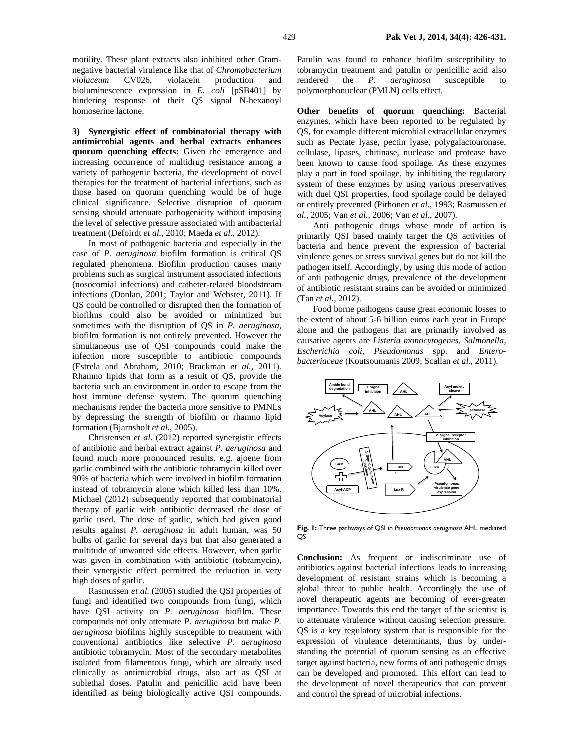motility. These plant extracts also inhibited other Gram-negative bacterial virulence like that of *Chromobacterium violaceum* CV026, violacein production and bioluminescence expression in *E. coli* [pSB401] by hindering response of their QS signal N-hexanoyl homoserine lactone.

**3) Synergistic effect of combinatorial therapy with antimicrobial agents and herbal extracts enhances quorum quenching effects:** Given the emergence and increasing occurrence of multidrug resistance among a variety of pathogenic bacteria, the development of novel therapies for the treatment of bacterial infections, such as those based on quorum quenching would be of huge clinical significance. Selective disruption of quorum sensing should attenuate pathogenicity without imposing the level of selective pressure associated with antibacterial treatment (Defoirdt *et al.*, 2010; Maeda *et al*., 2012).

In most of pathogenic bacteria and especially in the case of *P. aeruginosa* biofilm formation is critical QS regulated phenomena. Biofilm production causes many problems such as surgical instrument associated infections (nosocomial infections) and catheter-related bloodstream infections (Donlan, 2001; Taylor and Webster, 2011). If QS could be controlled or disrupted then the formation of biofilms could also be avoided or minimized but sometimes with the disruption of QS in *P. aeruginosa*, biofilm formation is not entirely prevented. However the simultaneous use of QSI compounds could make the infection more susceptible to antibiotic compounds (Estrela and Abraham, 2010; Brackman *et al.*, 2011). Rhamno lipids that form as a result of QS, provide the bacteria such an environment in order to escape from the host immune defense system. The quorum quenching mechanisms render the bacteria more sensitive to PMNLs by depressing the strength of biofilm or rhamno lipid formation (Bjarnsholt *et al*., 2005).

Christensen *et al*. (2012) reported synergistic effects of antibiotic and herbal extract against *P. aeruginosa* and found much more pronounced results. e.g. ajoene from garlic combined with the antibiotic tobramycin killed over 90% of bacteria which were involved in biofilm formation instead of tobramycin alone which killed less than 10%. Michael (2012) subsequently reported that combinatorial therapy of garlic with antibiotic decreased the dose of garlic used. The dose of garlic, which had given good results against *P. aeruginosa* in adult human, was 50 bulbs of garlic for several days but that also generated a multitude of unwanted side effects. However, when garlic was given in combination with antibiotic (tobramycin), their synergistic effect permitted the reduction in very high doses of garlic.

Rasmussen *et al.* (2005) studied the QSI properties of fungi and identified two compounds from fungi, which have QSI activity on *P. aeruginosa* biofilm. These compounds not only attenuate *P. aeruginosa* but make *P. aeruginosa* biofilms highly susceptible to treatment with conventional antibiotics like selective *P. aeruginosa* antibiotic tobramycin. Most of the secondary metabolites isolated from filamentous fungi, which are already used clinically as antimicrobial drugs, also act as QSI at sublethal doses. Patulin and penicillic acid have been identified as being biologically active QSI compounds. Patulin was found to enhance biofilm susceptibility to tobramycin treatment and patulin or penicillic acid also rendered the *P. aeruginosa* susceptible to polymorphonuclear (PMLN) cells effect.

**Other benefits of quorum quenching:** Bacterial enzymes, which have been reported to be regulated by QS, for example different microbial extracellular enzymes such as Pectate lyase, pectin lyase, polygalactouronase, cellulase, lipases, chitinase, nuclease and protease have been known to cause food spoilage. As these enzymes play a part in food spoilage, by inhibiting the regulatory system of these enzymes by using various preservatives with duel QSI properties, food spoilage could be delayed or entirely prevented (Pirhonen *et al.*, 1993; Rasmussen *et al.,* 2005; Van *et al.,* 2006; Van *et al.*, 2007).

Anti pathogenic drugs whose mode of action is primarily QSI based mainly target the QS activities of bacteria and hence prevent the expression of bacterial virulence genes or stress survival genes but do not kill the pathogen itself. Accordingly, by using this mode of action of anti pathogenic drugs, prevalence of the development of antibiotic resistant strains can be avoided or minimized (Tan *et al.,* 2012).

Food borne pathogens cause great economic losses to the extent of about 5-6 billion euros each year in Europe alone and the pathogens that are primarily involved as causative agents are *Listeria monocytogenes, Salmonella, Escherichia coli, Pseudomonas* spp. and *Enterobacteriaceae* (Koutsoumanis 2009; Scallan *et al.,* 2011).

**Fig. 1:** Three pathways of QSI in *Pseudomonas aeruginosa* AHL mediated QS

**Conclusion:** As frequent or indiscriminate use of antibiotics against bacterial infections leads to increasing development of resistant strains which is becoming a global threat to public health. Accordingly the use of novel therapeutic agents are becoming of ever-greater importance. Towards this end the target of the scientist is to attenuate virulence without causing selection pressure. QS is a key regulatory system that is responsible for the expression of virulence determinants, thus by understanding the potential of quorum sensing as an effective target against bacteria, new forms of anti pathogenic drugs can be developed and promoted. This effort can lead to the development of novel therapeutics that can prevent and control the spread of microbial infections.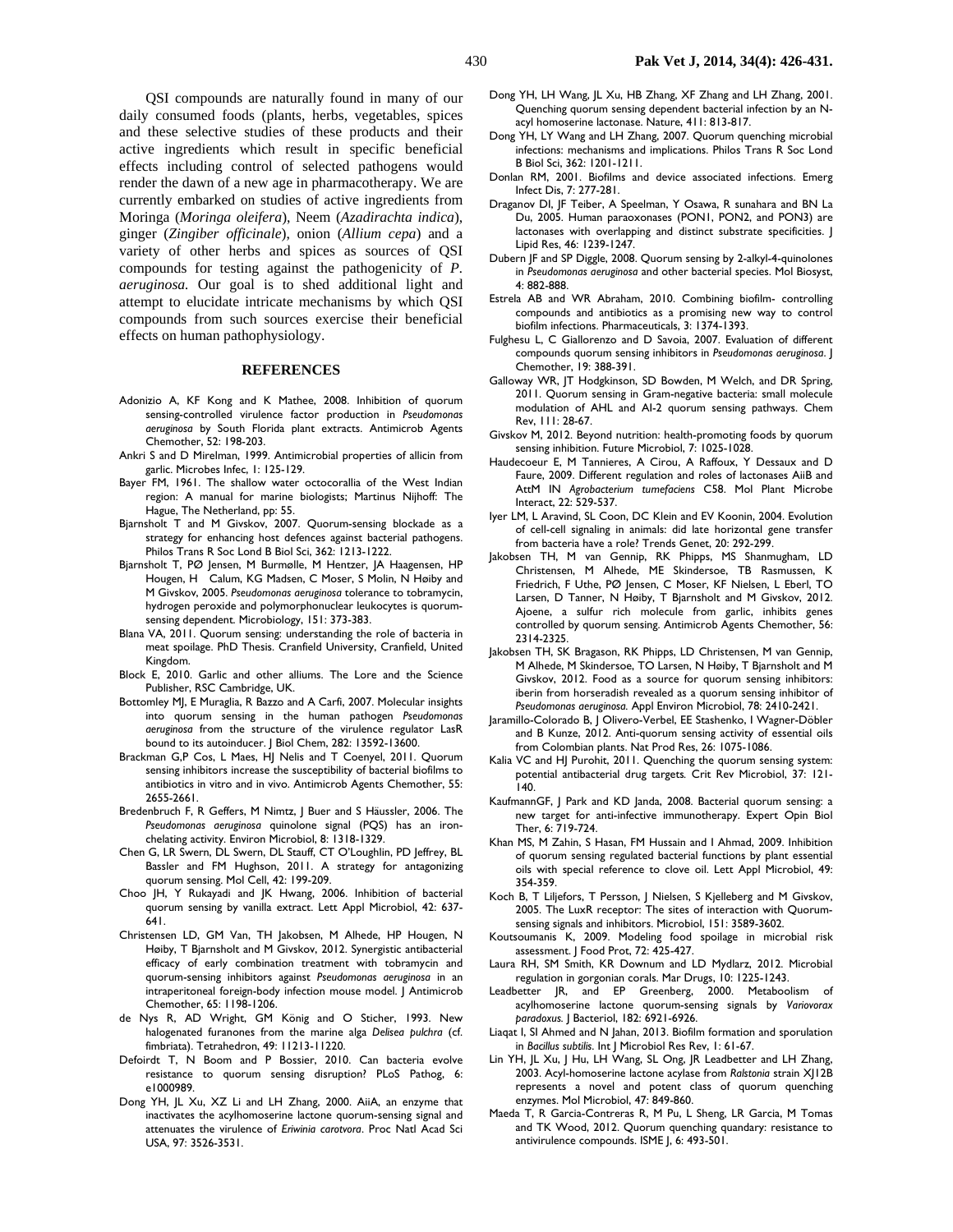QSI compounds are naturally found in many of our daily consumed foods (plants, herbs, vegetables, spices and these selective studies of these products and their active ingredients which result in specific beneficial effects including control of selected pathogens would render the dawn of a new age in pharmacotherapy. We are currently embarked on studies of active ingredients from Moringa (*Moringa oleifera*), Neem (*Azadirachta indica*), ginger (*Zingiber officinale*), onion (*Allium cepa*) and a variety of other herbs and spices as sources of QSI compounds for testing against the pathogenicity of *P. aeruginosa.* Our goal is to shed additional light and attempt to elucidate intricate mechanisms by which QSI compounds from such sources exercise their beneficial effects on human pathophysiology.

## REFERENCES

Adonizio A, KF Kong and K Mathee, 2008. Inhibition of quorum sensing-controlled virulence factor production in *Pseudomonas aeruginosa* by South Florida plant extracts. Antimicrob Agents Chemother, 52: 198-203.

Ankri S and D Mirelman, 1999. Antimicrobial properties of allicin from garlic. Microbes Infec, 1: 125-129.

Bayer FM, 1961. The shallow water octocorallia of the West Indian region: A manual for marine biologists; Martinus Nijhoff: The Hague, The Netherland, pp: 55.

Bjarnsholt T and M Givskov, 2007. Quorum-sensing blockade as a strategy for enhancing host defences against bacterial pathogens. Philos Trans R Soc Lond B Biol Sci, 362: 1213-1222.

Bjarnsholt T, PØ Jensen, M Burmølle, M Hentzer, JA Haagensen, HP Hougen, H Calum, KG Madsen, C Moser, S Molin, N Høiby and M Givskov, 2005. *Pseudomonas aeruginosa* tolerance to tobramycin, hydrogen peroxide and polymorphonuclear leukocytes is quorum-sensing dependent. Microbiology, 151: 373-383.

Blana VA, 2011. Quorum sensing: understanding the role of bacteria in meat spoilage. PhD Thesis. Cranfield University, Cranfield, United Kingdom.

Block E, 2010. Garlic and other alliums. The Lore and the Science Publisher, RSC Cambridge, UK.

Bottomley MJ, E Muraglia, R Bazzo and A Carfi, 2007. Molecular insights into quorum sensing in the human pathogen *Pseudomonas aeruginosa* from the structure of the virulence regulator LasR bound to its autoinducer. J Biol Chem, 282: 13592-13600.

Brackman G,P Cos, L Maes, HJ Nelis and T Coenyel, 2011. Quorum sensing inhibitors increase the susceptibility of bacterial biofilms to antibiotics in vitro and in vivo. Antimicrob Agents Chemother, 55: 2655-2661.

Bredenbruch F, R Geffers, M Nimtz, J Buer and S Häussler, 2006. The *Pseudomonas aeruginosa* quinolone signal (PQS) has an iron-chelating activity. Environ Microbiol, 8: 1318-1329.

Chen G, LR Swern, DL Swern, DL Stauff, CT O'Loughlin, PD Jeffrey, BL Bassler and FM Hughson, 2011. A strategy for antagonizing quorum sensing. Mol Cell, 42: 199-209.

Choo JH, Y Rukayadi and JK Hwang, 2006. Inhibition of bacterial quorum sensing by vanilla extract. Lett Appl Microbiol, 42: 637-641.

Christensen LD, GM Van, TH Jakobsen, M Alhede, HP Hougen, N Høiby, T Bjarnsholt and M Givskov, 2012. Synergistic antibacterial efficacy of early combination treatment with tobramycin and quorum-sensing inhibitors against *Pseudomonas aeruginosa* in an intraperitoneal foreign-body infection mouse model. J Antimicrob Chemother, 65: 1198-1206.

de Nys R, AD Wright, GM König and O Sticher, 1993. New halogenated furanones from the marine alga *Delisea pulchra* (cf. fimbriata). Tetrahedron, 49: 11213-11220.

Defoirdt T, N Boom and P Bossier, 2010. Can bacteria evolve resistance to quorum sensing disruption? PLoS Pathog, 6: e1000989.

Dong YH, JL Xu, XZ Li and LH Zhang, 2000. AiiA, an enzyme that inactivates the acylhomoserine lactone quorum-sensing signal and attenuates the virulence of *Eriwinia carotvora*. Proc Natl Acad Sci USA, 97: 3526-3531.

Dong YH, LH Wang, JL Xu, HB Zhang, XF Zhang and LH Zhang, 2001. Quenching quorum sensing dependent bacterial infection by an N-acyl homoserine lactonase. Nature, 411: 813-817.

Dong YH, LY Wang and LH Zhang, 2007. Quorum quenching microbial infections: mechanisms and implications. Philos Trans R Soc Lond B Biol Sci, 362: 1201-1211.

Donlan RM, 2001. Biofilms and device associated infections. Emerg Infect Dis, 7: 277-281.

Draganov DI, JF Teiber, A Speelman, Y Osawa, R sunahara and BN La Du, 2005. Human paraoxonases (PON1, PON2, and PON3) are lactonases with overlapping and distinct substrate specificities. J Lipid Res, 46: 1239-1247.

Dubern JF and SP Diggle, 2008. Quorum sensing by 2-alkyl-4-quinolones in *Pseudomonas aeruginosa* and other bacterial species. Mol Biosyst, 4: 882-888.

Estrela AB and WR Abraham, 2010. Combining biofilm- controlling compounds and antibiotics as a promising new way to control biofilm infections. Pharmaceuticals, 3: 1374-1393.

Fulghesu L, C Giallorenzo and D Savoia, 2007. Evaluation of different compounds quorum sensing inhibitors in *Pseudomonas aeruginosa*. J Chemother, 19: 388-391.

Galloway WR, JT Hodgkinson, SD Bowden, M Welch, and DR Spring, 2011. Quorum sensing in Gram-negative bacteria: small molecule modulation of AHL and AI-2 quorum sensing pathways. Chem Rev, 111: 28-67.

Givskov M, 2012. Beyond nutrition: health-promoting foods by quorum sensing inhibition. Future Microbiol, 7: 1025-1028.

Haudecoeur E, M Tannieres, A Cirou, A Raffoux, Y Dessaux and D Faure, 2009. Different regulation and roles of lactonases AiiB and AttM IN *Agrobacterium tumefaciens* C58. Mol Plant Microbe Interact, 22: 529-537.

Iyer LM, L Aravind, SL Coon, DC Klein and EV Koonin, 2004. Evolution of cell-cell signaling in animals: did late horizontal gene transfer from bacteria have a role? Trends Genet, 20: 292-299.

Jakobsen TH, M van Gennip, RK Phipps, MS Shanmugham, LD Christensen, M Alhede, ME Skindersoe, TB Rasmussen, K Friedrich, F Uthe, PØ Jensen, C Moser, KF Nielsen, L Eberl, TO Larsen, D Tanner, N Høiby, T Bjarnsholt and M Givskov, 2012. Ajoene, a sulfur rich molecule from garlic, inhibits genes controlled by quorum sensing. Antimicrob Agents Chemother, 56: 2314-2325.

Jakobsen TH, SK Bragason, RK Phipps, LD Christensen, M van Gennip, M Alhede, M Skindersoe, TO Larsen, N Høiby, T Bjarnsholt and M Givskov, 2012. Food as a source for quorum sensing inhibitors: iberin from horseradish revealed as a quorum sensing inhibitor of *Pseudomonas aeruginosa.* Appl Environ Microbiol, 78: 2410-2421.

Jaramillo-Colorado B, J Olivero-Verbel, EE Stashenko, I Wagner-Döbler and B Kunze, 2012. Anti-quorum sensing activity of essential oils from Colombian plants. Nat Prod Res, 26: 1075-1086.

Kalia VC and HJ Purohit, 2011. Quenching the quorum sensing system: potential antibacterial drug targets. Crit Rev Microbiol, 37: 121-140.

KaufmannGF, J Park and KD Janda, 2008. Bacterial quorum sensing: a new target for anti-infective immunotherapy. Expert Opin Biol Ther, 6: 719-724.

Khan MS, M Zahin, S Hasan, FM Hussain and I Ahmad, 2009. Inhibition of quorum sensing regulated bacterial functions by plant essential oils with special reference to clove oil. Lett Appl Microbiol, 49: 354-359.

Koch B, T Liljefors, T Persson, J Nielsen, S Kjelleberg and M Givskov, 2005. The LuxR receptor: The sites of interaction with Quorum-sensing signals and inhibitors. Microbiol, 151: 3589-3602.

Koutsoumanis K, 2009. Modeling food spoilage in microbial risk assessment. J Food Prot, 72: 425-427.

Laura RH, SM Smith, KR Downum and LD Mydlarz, 2012. Microbial regulation in gorgonian corals. Mar Drugs, 10: 1225-1243.

Leadbetter JR, and EP Greenberg, 2000. Metaboolism of acylhomoserine lactone quorum-sensing signals by *Variovorax paradoxus.* J Bacteriol, 182: 6921-6926.

Liaqat I, SI Ahmed and N Jahan, 2013. Biofilm formation and sporulation in *Bacillus subtilis*. Int J Microbiol Res Rev, 1: 61-67.

Lin YH, JL Xu, J Hu, LH Wang, SL Ong, JR Leadbetter and LH Zhang, 2003. Acyl-homoserine lactone acylase from *Ralstonia* strain XJ12B represents a novel and potent class of quorum quenching enzymes. Mol Microbiol, 47: 849-860.

Maeda T, R Garcia-Contreras R, M Pu, L Sheng, LR Garcia, M Tomas and TK Wood, 2012. Quorum quenching quandary: resistance to antivirulence compounds. ISME J, 6: 493-501.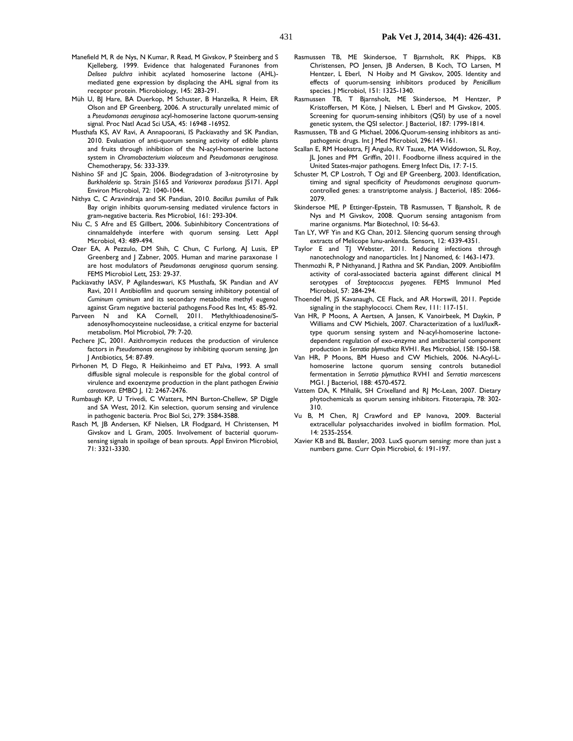Manefield M, R de Nys, N Kumar, R Read, M Givskov, P Steinberg and S Kjelleberg, 1999. Evidence that halogenated Furanones from *Delisea pulchra* inhibit acylated homoserine lactone (AHL)-mediated gene expression by displacing the AHL signal from its receptor protein. Microbiology, 145: 283-291.

Müh U, BJ Hare, BA Duerkop, M Schuster, B Hanzelka, R Heim, ER Olson and EP Greenberg, 2006. A structurally unrelated mimic of a *Pseudomonas aeruginosa* acyl-homoserine lactone quorum-sensing signal. Proc Natl Acad Sci USA, 45: 16948 -16952.

Musthafa KS, AV Ravi, A Annapoorani, IS Packiavathy and SK Pandian, 2010. Evaluation of anti-quorum sensing activity of edible plants and fruits through inhibition of the N-acyl-homoserine lactone system in *Chromobacterium violaceum* and *Pseudomonas aeruginosa.* Chemotherapy, 56: 333-339.

Nishino SF and JC Spain, 2006. Biodegradation of 3-nitrotyrosine by *Burkholderia* sp. Strain JS165 and *Variovorax paradoxus* JS171. Appl Environ Microbiol, 72: 1040-1044.

Nithya C, C Aravindraja and SK Pandian, 2010. *Bacillus pumilus* of Palk Bay origin inhibits quorum-sensing mediated virulence factors in gram-negative bacteria. Res Microbiol, 161: 293-304.

Niu C, S Afre and ES Gillbert, 2006. Subinhibitory Concentrations of cinnamaldehyde interfere with quorum sensing. Lett Appl Microbiol, 43: 489-494.

Ozer EA, A Pezzulo, DM Shih, C Chun, C Furlong, AJ Lusis, EP Greenberg and J Zabner, 2005. Human and marine paraxonase 1 are host modulators of *Pseudomonas aeruginosa* quorum sensing. FEMS Microbiol Lett, 253: 29-37.

Packiavathy IASV, P Agilandeswari, KS Musthafa, SK Pandian and AV Ravi, 2011 Antibiofilm and quorum sensing inhibitory potential of *Cuminum cyminum* and its secondary metabolite methyl eugenol against Gram negative bacterial pathogens.Food Res Int, 45: 85-92.

Parveen N and KA Cornell, 2011. Methylthioadenosine/S-adenosylhomocysteine nucleosidase, a critical enzyme for bacterial metabolism. Mol Microbiol, 79: 7-20.

Pechere JC, 2001. Azithromycin reduces the production of virulence factors in *Pseudomonas aeruginosa* by inhibiting quorum sensing. Jpn J Antibiotics, 54: 87-89.

Pirhonen M, D Flego, R Heikinheimo and ET Palva, 1993. A small diffusible signal molecule is responsible for the global control of virulence and exoenzyme production in the plant pathogen *Erwinia carotovora*. EMBO J, 12: 2467-2476.

Rumbaugh KP, U Trivedi, C Watters, MN Burton-Chellew, SP Diggle and SA West, 2012. Kin selection, quorum sensing and virulence in pathogenic bacteria. Proc Biol Sci, 279: 3584-3588.

Rasch M, JB Andersen, KF Nielsen, LR Flodgaard, H Christensen, M Givskov and L Gram, 2005. Involvement of bacterial quorum-sensing signals in spoilage of bean sprouts. Appl Environ Microbiol, 71: 3321-3330.

Rasmussen TB, ME Skindersoe, T Bjarnsholt, RK Phipps, KB Christensen, PO Jensen, JB Andersen, B Koch, TO Larsen, M Hentzer, L Eberl, N Hoiby and M Givskov, 2005. Identity and effects of quorum-sensing inhibitors produced by *Penicillium* species. J Microbiol, 151: 1325-1340.

Rasmussen TB, T Bjarnsholt, ME Skindersoe, M Hentzer, P Kristoffersen, M Köte, J Nielsen, L Eberl and M Givskov, 2005. Screening for quorum-sensing inhibitors (QSI) by use of a novel genetic system, the QSI selector. J Bacteriol, 187: 1799-1814.

Rasmussen, TB and G Michael, 2006.Quorum-sensing inhibitors as anti-pathogenic drugs. Int J Med Microbiol, 296:149-161.

Scallan E, RM Hoekstra, FJ Angulo, RV Tauxe, MA Widdowson, SL Roy, JL Jones and PM Griffin, 2011. Foodborne illness acquired in the United States-major pathogens. Emerg Infect Dis, 17: 7-15.

Schuster M, CP Lostroh, T Ogi and EP Greenberg, 2003. Identification, timing and signal specificity of *Pseudomonas aeruginosa* quorum-controlled genes: a transtriptome analysis. J Bacteriol, 185: 2066-2079.

Skindersoe ME, P Ettinger-Epstein, TB Rasmussen, T Bjansholt, R de Nys and M Givskov, 2008. Quorum sensing antagonism from marine organisms. Mar Biotechnol, 10: 56-63.

Tan LY, WF Yin and KG Chan, 2012. Silencing quorum sensing through extracts of Melicope lunu-ankenda. Sensors, 12: 4339-4351.

Taylor E and TJ Webster, 2011. Reducing infections through nanotechnology and nanoparticles. Int J Nanomed, 6: 1463-1473.

Thenmozhi R, P Nithyanand, J Rathna and SK Pandian, 2009. Antibiofilm activity of coral-associated bacteria against different clinical M serotypes of *Streptococcus pyogenes.* FEMS Immunol Med Microbiol, 57: 284-294.

Thoendel M, JS Kavanaugh, CE Flack, and AR Horswill, 2011. Peptide signaling in the staphylococci. Chem Rev, 111: 117-151.

Van HR, P Moons, A Aertsen, A Jansen, K Vanoirbeek, M Daykin, P Williams and CW Michiels, 2007. Characterization of a luxI/luxR-type quorum sensing system and N-acyl-homoserine lactone-dependent regulation of exo-enzyme and antibacterial component production in *Serratia plymuthica* RVH1. Res Microbiol, 158: 150-158.

Van HR, P Moons, BM Hueso and CW Michiels, 2006. N-Acyl-L-homoserine lactone quorum sensing controls butanediol fermentation in *Serratia plymuthica* RVH1 and *Serratia marcescens* MG1. J Bacteriol, 188: 4570-4572.

Vattem DA, K Mihalik, SH Crixelland and RJ Mc-Lean, 2007. Dietary phytochemicals as quorum sensing inhibitors. Fitoterapia, 78: 302-310.

Vu B, M Chen, RJ Crawford and EP Ivanova, 2009. Bacterial extracellular polysaccharides involved in biofilm formation. Mol, 14: 2535-2554.

Xavier KB and BL Bassler, 2003. LuxS quorum sensing: more than just a numbers game. Curr Opin Microbiol, 6: 191-197.